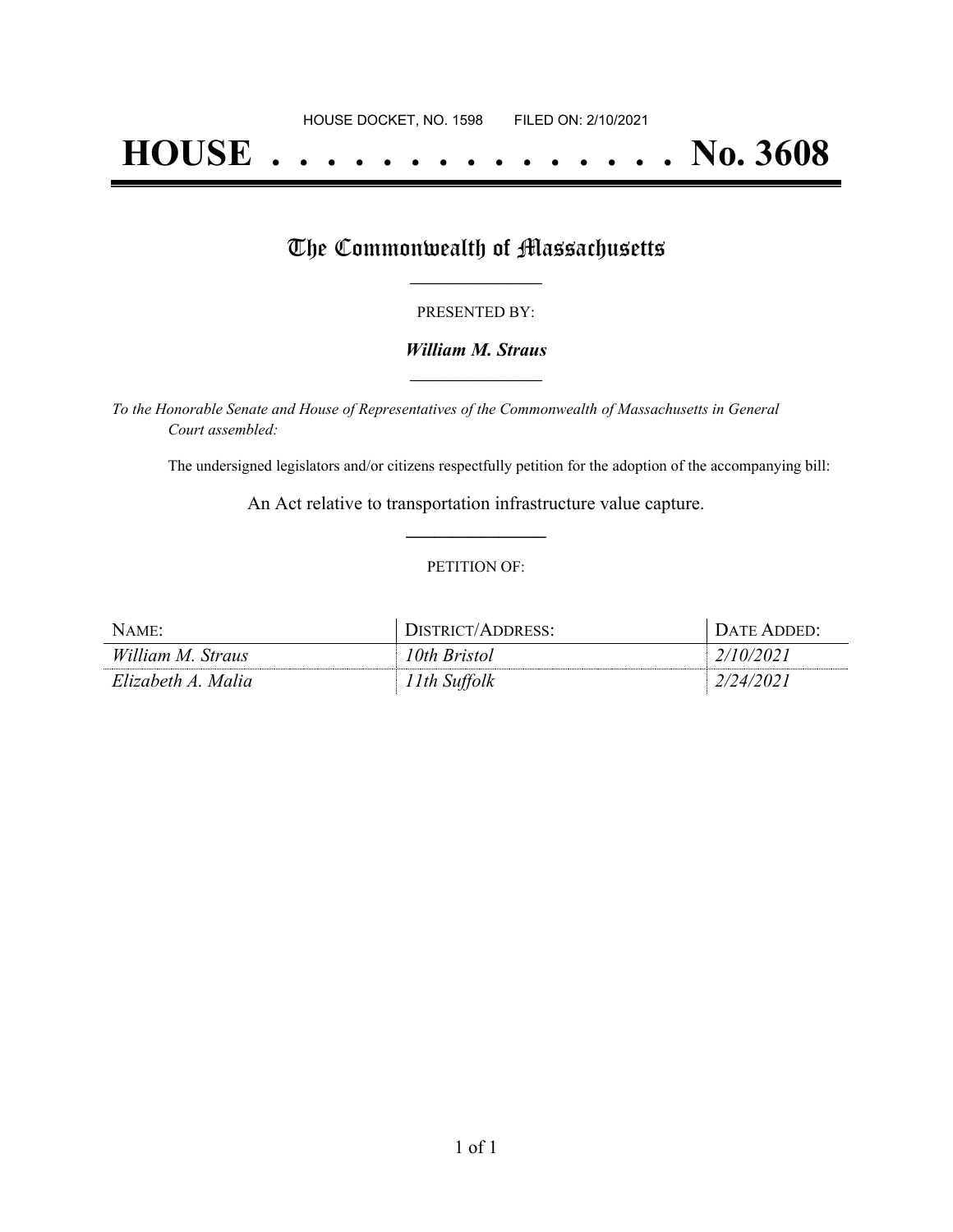HOUSE DOCKET, NO. 1598 FILED ON: 2/10/2021

# HOUSE . . . . . . . . . . . . . . . No. 3608

## The Commonwealth of Massachusetts

PRESENTED BY:

***William M. Straus***

*To the Honorable Senate and House of Representatives of the Commonwealth of Massachusetts in General Court assembled:*

The undersigned legislators and/or citizens respectfully petition for the adoption of the accompanying bill:

An Act relative to transportation infrastructure value capture.

PETITION OF:

| NAME: | DISTRICT/ADDRESS: | DATE ADDED: |
|---|---|---|
| *William M. Straus* | *10th Bristol* | *2/10/2021* |
| *Elizabeth A. Malia* | *11th Suffolk* | *2/24/2021* |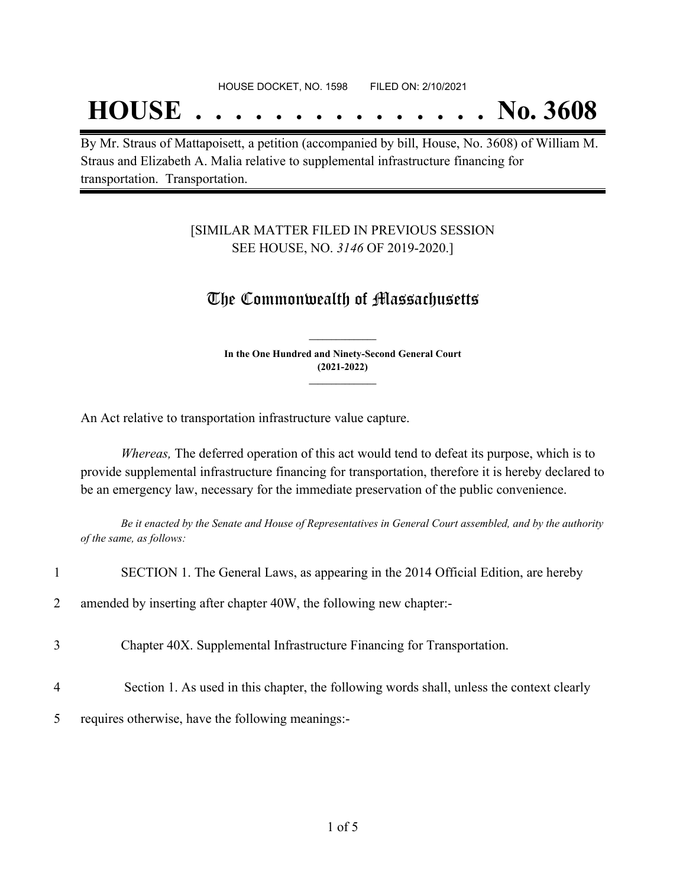HOUSE DOCKET, NO. 1598 FILED ON: 2/10/2021

# HOUSE . . . . . . . . . . . . . . . No. 3608

By Mr. Straus of Mattapoisett, a petition (accompanied by bill, House, No. 3608) of William M. Straus and Elizabeth A. Malia relative to supplemental infrastructure financing for transportation. Transportation.

[SIMILAR MATTER FILED IN PREVIOUS SESSION SEE HOUSE, NO. *3146* OF 2019-2020.]

## The Commonwealth of Massachusetts

**In the One Hundred and Ninety-Second General Court (2021-2022)**

An Act relative to transportation infrastructure value capture.

*Whereas,* The deferred operation of this act would tend to defeat its purpose, which is to provide supplemental infrastructure financing for transportation, therefore it is hereby declared to be an emergency law, necessary for the immediate preservation of the public convenience.

*Be it enacted by the Senate and House of Representatives in General Court assembled, and by the authority of the same, as follows:*

1 SECTION 1. The General Laws, as appearing in the 2014 Official Edition, are hereby

2 amended by inserting after chapter 40W, the following new chapter:-

3 Chapter 40X. Supplemental Infrastructure Financing for Transportation.

4 Section 1. As used in this chapter, the following words shall, unless the context clearly

5 requires otherwise, have the following meanings:-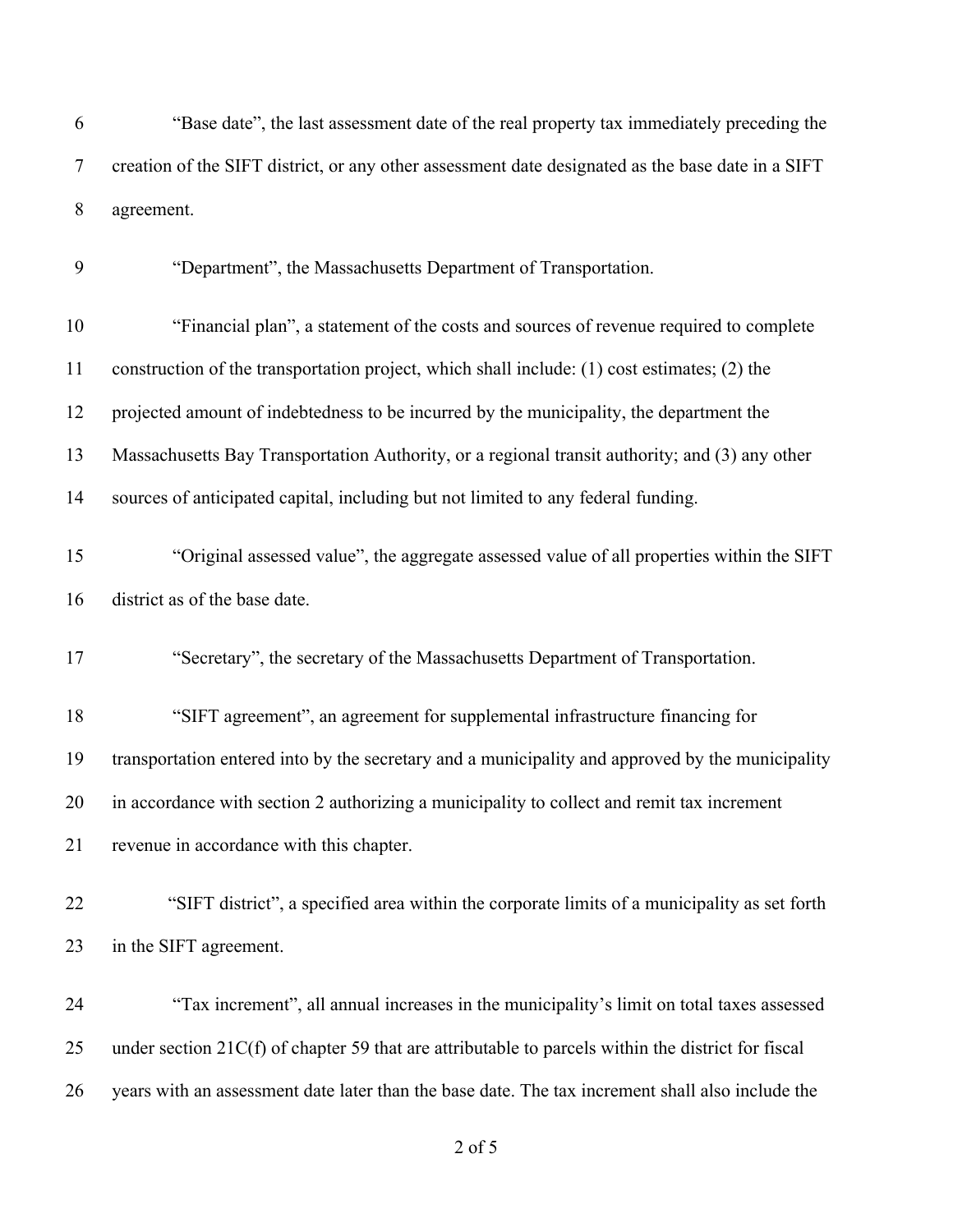"Base date", the last assessment date of the real property tax immediately preceding the creation of the SIFT district, or any other assessment date designated as the base date in a SIFT agreement.

"Department", the Massachusetts Department of Transportation.

"Financial plan", a statement of the costs and sources of revenue required to complete construction of the transportation project, which shall include: (1) cost estimates; (2) the projected amount of indebtedness to be incurred by the municipality, the department the Massachusetts Bay Transportation Authority, or a regional transit authority; and (3) any other sources of anticipated capital, including but not limited to any federal funding.

"Original assessed value", the aggregate assessed value of all properties within the SIFT district as of the base date.

"Secretary", the secretary of the Massachusetts Department of Transportation.

"SIFT agreement", an agreement for supplemental infrastructure financing for transportation entered into by the secretary and a municipality and approved by the municipality in accordance with section 2 authorizing a municipality to collect and remit tax increment revenue in accordance with this chapter.

"SIFT district", a specified area within the corporate limits of a municipality as set forth in the SIFT agreement.

"Tax increment", all annual increases in the municipality's limit on total taxes assessed under section 21C(f) of chapter 59 that are attributable to parcels within the district for fiscal years with an assessment date later than the base date. The tax increment shall also include the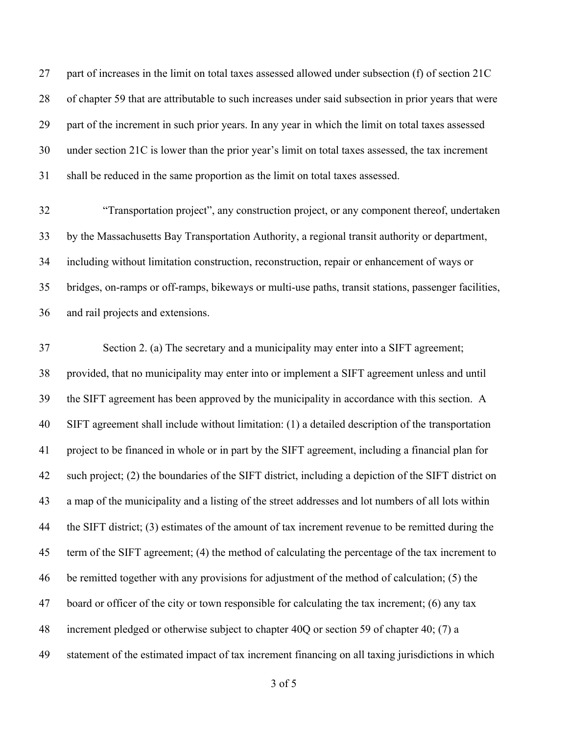part of increases in the limit on total taxes assessed allowed under subsection (f) of section 21C of chapter 59 that are attributable to such increases under said subsection in prior years that were part of the increment in such prior years. In any year in which the limit on total taxes assessed under section 21C is lower than the prior year's limit on total taxes assessed, the tax increment shall be reduced in the same proportion as the limit on total taxes assessed.

"Transportation project", any construction project, or any component thereof, undertaken by the Massachusetts Bay Transportation Authority, a regional transit authority or department, including without limitation construction, reconstruction, repair or enhancement of ways or bridges, on-ramps or off-ramps, bikeways or multi-use paths, transit stations, passenger facilities, and rail projects and extensions.

Section 2. (a) The secretary and a municipality may enter into a SIFT agreement; provided, that no municipality may enter into or implement a SIFT agreement unless and until the SIFT agreement has been approved by the municipality in accordance with this section. A SIFT agreement shall include without limitation: (1) a detailed description of the transportation project to be financed in whole or in part by the SIFT agreement, including a financial plan for such project; (2) the boundaries of the SIFT district, including a depiction of the SIFT district on a map of the municipality and a listing of the street addresses and lot numbers of all lots within the SIFT district; (3) estimates of the amount of tax increment revenue to be remitted during the term of the SIFT agreement; (4) the method of calculating the percentage of the tax increment to be remitted together with any provisions for adjustment of the method of calculation; (5) the board or officer of the city or town responsible for calculating the tax increment; (6) any tax increment pledged or otherwise subject to chapter 40Q or section 59 of chapter 40; (7) a statement of the estimated impact of tax increment financing on all taxing jurisdictions in which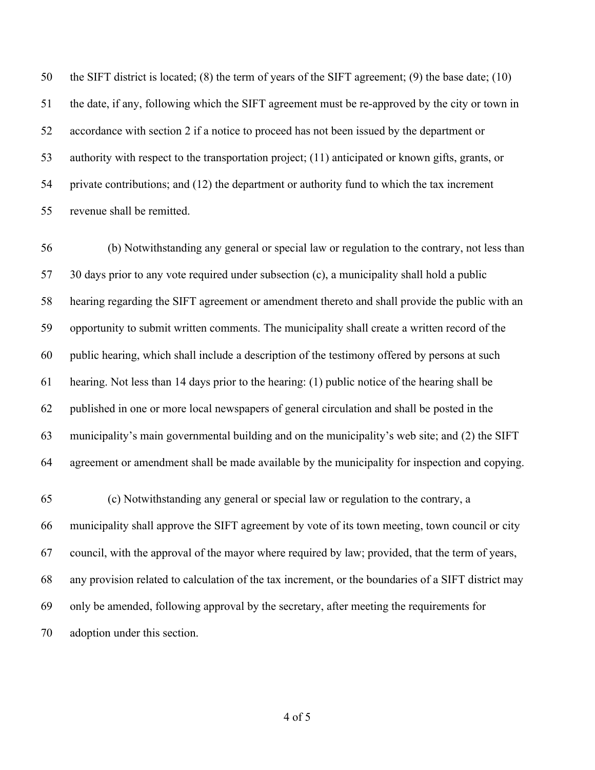the SIFT district is located; (8) the term of years of the SIFT agreement; (9) the base date; (10) the date, if any, following which the SIFT agreement must be re-approved by the city or town in accordance with section 2 if a notice to proceed has not been issued by the department or authority with respect to the transportation project; (11) anticipated or known gifts, grants, or private contributions; and (12) the department or authority fund to which the tax increment revenue shall be remitted.

(b) Notwithstanding any general or special law or regulation to the contrary, not less than 30 days prior to any vote required under subsection (c), a municipality shall hold a public hearing regarding the SIFT agreement or amendment thereto and shall provide the public with an opportunity to submit written comments. The municipality shall create a written record of the public hearing, which shall include a description of the testimony offered by persons at such hearing. Not less than 14 days prior to the hearing: (1) public notice of the hearing shall be published in one or more local newspapers of general circulation and shall be posted in the municipality's main governmental building and on the municipality's web site; and (2) the SIFT agreement or amendment shall be made available by the municipality for inspection and copying.

(c) Notwithstanding any general or special law or regulation to the contrary, a municipality shall approve the SIFT agreement by vote of its town meeting, town council or city council, with the approval of the mayor where required by law; provided, that the term of years, any provision related to calculation of the tax increment, or the boundaries of a SIFT district may only be amended, following approval by the secretary, after meeting the requirements for adoption under this section.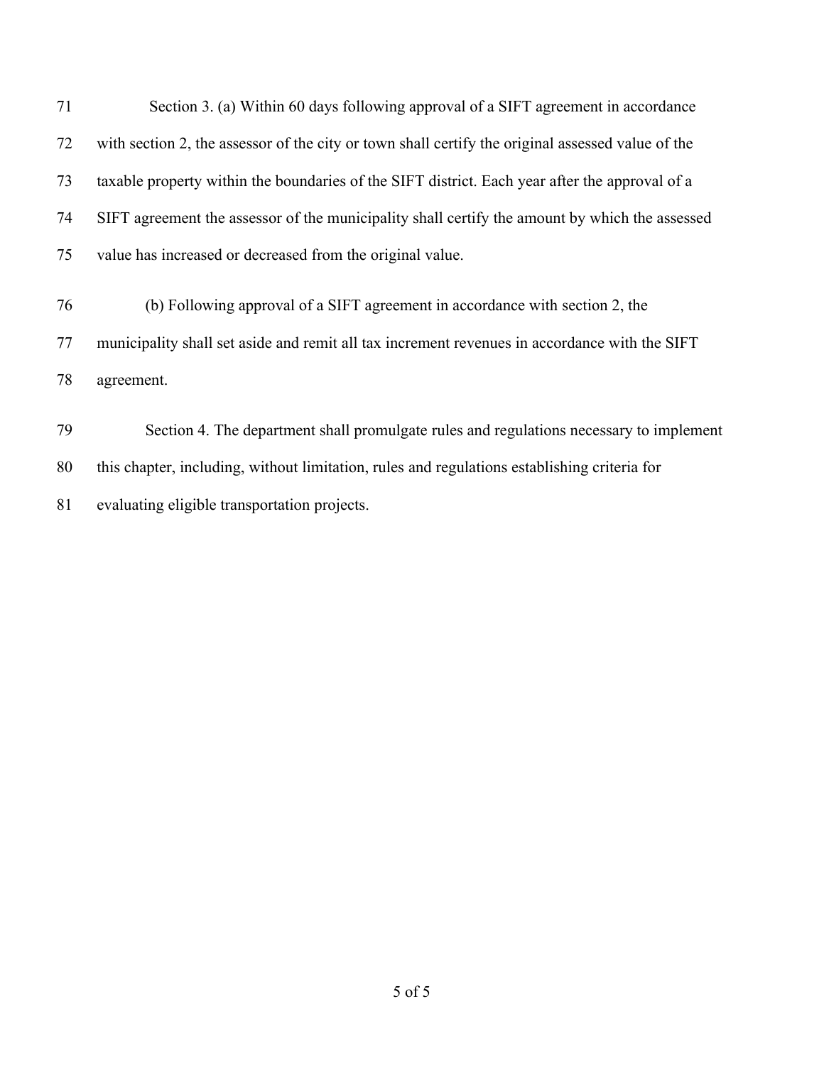Section 3. (a) Within 60 days following approval of a SIFT agreement in accordance with section 2, the assessor of the city or town shall certify the original assessed value of the taxable property within the boundaries of the SIFT district. Each year after the approval of a SIFT agreement the assessor of the municipality shall certify the amount by which the assessed value has increased or decreased from the original value.

(b) Following approval of a SIFT agreement in accordance with section 2, the municipality shall set aside and remit all tax increment revenues in accordance with the SIFT agreement.

Section 4. The department shall promulgate rules and regulations necessary to implement this chapter, including, without limitation, rules and regulations establishing criteria for evaluating eligible transportation projects.